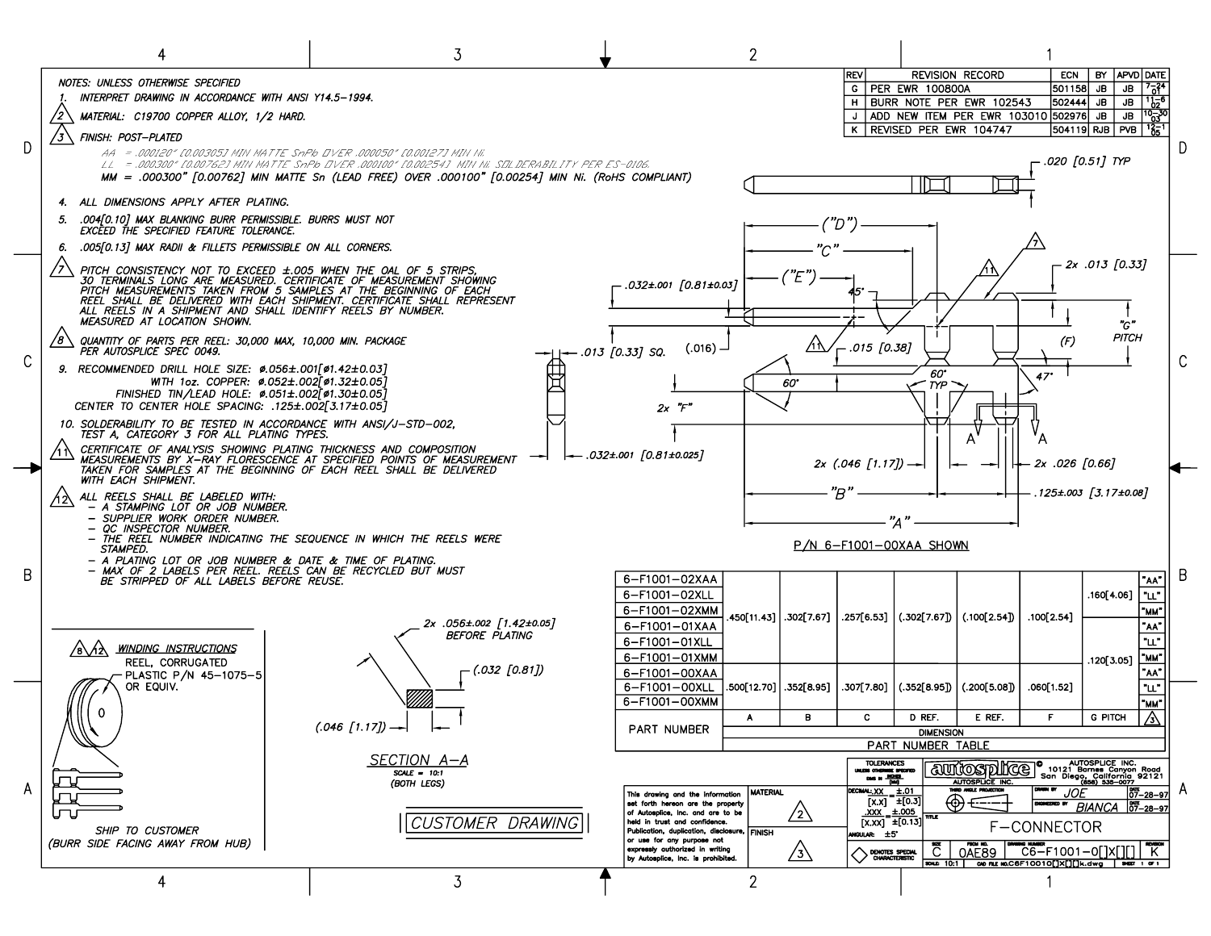NOTES: UNLESS OTHERWISE SPECIFIED

1. INTERPRET DRAWING IN ACCORDANCE WITH ANSI Y14.5-1994.
2. MATERIAL: C19700 COPPER ALLOY, 1/2 HARD.
3. FINISH: POST-PLATED
   - AA = .000120" [0.00305] MIN MATTE SnPb OVER .000050" [0.00127] MIN Ni.
   - LL = .000300" [0.00762] MIN MATTE SnPb OVER .000100" [0.00254] MIN Ni. SOLDERABILITY PER ES-0106.
   - MM = .000300" [0.00762] MIN MATTE Sn (LEAD FREE) OVER .000100" [0.00254] MIN Ni. (RoHS COMPLIANT)
4. ALL DIMENSIONS APPLY AFTER PLATING.
5. .004[0.10] MAX BLANKING BURR PERMISSIBLE. BURRS MUST NOT EXCEED THE SPECIFIED FEATURE TOLERANCE.
6. .005[0.13] MAX RADII & FILLETS PERMISSIBLE ON ALL CORNERS.
7. PITCH CONSISTENCY NOT TO EXCEED ±.005 WHEN THE OAL OF 5 STRIPS, 30 TERMINALS LONG ARE MEASURED. CERTIFICATE OF MEASUREMENT SHOWING PITCH MEASUREMENTS TAKEN FROM 5 SAMPLES AT THE BEGINNING OF EACH REEL SHALL BE DELIVERED WITH EACH SHIPMENT. CERTIFICATE SHALL REPRESENT ALL REELS IN A SHIPMENT AND SHALL IDENTIFY REELS BY NUMBER. MEASURED AT LOCATION SHOWN.
8. QUANTITY OF PARTS PER REEL: 30,000 MAX, 10,000 MIN. PACKAGE PER AUTOSPLICE SPEC 0049.
9. RECOMMENDED DRILL HOLE SIZE: ø.056±.001[ø1.42±0.03]
   WITH 1oz. COPPER: ø.052±.002[ø1.32±0.05]
   FINISHED TIN/LEAD HOLE: ø.051±.002[ø1.30±0.05]
   CENTER TO CENTER HOLE SPACING: .125±.002[3.17±0.05]
10. SOLDERABILITY TO BE TESTED IN ACCORDANCE WITH ANSI/J-STD-002, TEST A, CATEGORY 3 FOR ALL PLATING TYPES.
11. CERTIFICATE OF ANALYSIS SHOWING PLATING THICKNESS AND COMPOSITION MEASUREMENTS BY X-RAY FLORESCENCE AT SPECIFIED POINTS OF MEASUREMENT TAKEN FOR SAMPLES AT THE BEGINNING OF EACH REEL SHALL BE DELIVERED WITH EACH SHIPMENT.
12. ALL REELS SHALL BE LABELED WITH:
   - A STAMPING LOT OR JOB NUMBER.
   - SUPPLIER WORK ORDER NUMBER.
   - QC INSPECTOR NUMBER.
   - THE REEL NUMBER INDICATING THE SEQUENCE IN WHICH THE REELS WERE STAMPED.
   - A PLATING LOT OR JOB NUMBER & DATE & TIME OF PLATING.
   - MAX OF 2 LABELS PER REEL. REELS CAN BE RECYCLED BUT MUST BE STRIPPED OF ALL LABELS BEFORE REUSE.

| REV | REVISION RECORD | ECN | BY | APVD | DATE |
|---|---|---|---|---|---|
| G | PER EWR 100800A | 501158 | JB | JB | 7-24-01 |
| H | BURR NOTE PER EWR 102543 | 502444 | JB | JB | 11-6-02 |
| J | ADD NEW ITEM PER EWR 103010 | 502976 | JB | JB | 10-30-03 |
| K | REVISED PER EWR 104747 | 504119 | RJB | PVB | 12-1-05 |

.020 [0.51] TYP

("D") "C" ("E") .032±.001 [0.81±0.03] 45° 2x .013 [0.33] "G" PITCH (.016) .015 [0.38] (F) .013 [0.33] SQ. 60° 60° TYP 47° 2x "F" A A .032±.001 [0.81±0.025] 2x (.046 [1.17]) 2x .026 [0.66] "B" .125±.003 [3.17±0.08] "A"

P/N 6-F1001-00XAA SHOWN

| PART NUMBER | A | B | C | D REF. | E REF. | F | G PITCH | 3 |
|---|---|---|---|---|---|---|---|---|
| 6-F1001-02XAA | .450[11.43] | .302[7.67] | .257[6.53] | (.302[7.67]) | (.100[2.54]) | .100[2.54] | .160[4.06] | "AA" |
| 6-F1001-02XLL | | | | | | | | "LL" |
| 6-F1001-02XMM | | | | | | | | "MM" |
| 6-F1001-01XAA | | | | | | | .120[3.05] | "AA" |
| 6-F1001-01XLL | | | | | | | | "LL" |
| 6-F1001-01XMM | | | | | | | | "MM" |
| 6-F1001-00XAA | .500[12.70] | .352[8.95] | .307[7.80] | (.352[8.95]) | (.200[5.08]) | .060[1.52] | | "AA" |
| 6-F1001-00XLL | | | | | | | | "LL" |
| 6-F1001-00XMM | | | | | | | | "MM" |

DIMENSION

PART NUMBER TABLE

WINDING INSTRUCTIONS (8, 12)

REEL, CORRUGATED PLASTIC P/N 45-1075-5 OR EQUIV.

SHIP TO CUSTOMER (BURR SIDE FACING AWAY FROM HUB)

2x .056±.002 [1.42±0.05] BEFORE PLATING

(.032 [0.81])

(.046 [1.17])

SECTION A-A

SCALE = 10:1

(BOTH LEGS)

CUSTOMER DRAWING

This drawing and the information set forth hereon are the property of Autosplice, Inc. and are to be held in trust and confidence. Publication, duplication, disclosure, or use for any purpose not expressly authorized in writing by Autosplice, Inc. is prohibited.

MATERIAL: 2

FINISH: 3

TOLERANCES UNLESS OTHERWISE SPECIFIED DIMS IN INCHES [MM]

DECIMAL .XX = ±.01 [X.X] = ±[0.3]

.XXX = ±.005 [X.XX] = ±[0.13]

ANGULAR: ±5°

DENOTES SPECIAL CHARACTERISTIC

THIRD ANGLE PROJECTION

autosplice AUTOSPLICE INC. © AUTOSPLICE INC. 10121 Barnes Canyon Road San Diego, California 92121 (858) 535-0077

DRAWN BY JOE DATE 07-28-97

ENGINEERED BY BIANCA DATE 07-28-97

TITLE F-CONNECTOR

SIZE C FSCM NO. 0AE89 DRAWING NUMBER C6-F1001-0[]X[][] REVISION K

SCALE 10:1 CAD FILE NO. C6F10010[]X[][]k.dwg SHEET 1 OF 1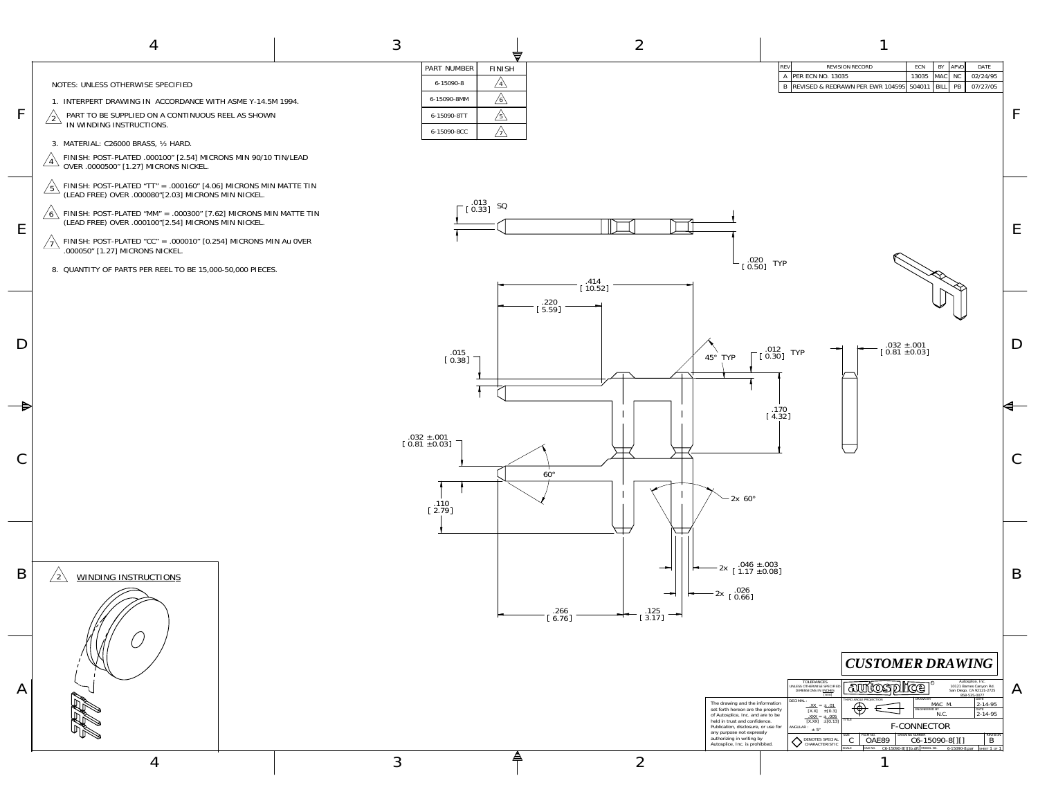NOTES: UNLESS OTHERWISE SPECIFIED

1. INTERPERT DRAWING IN ACCORDANCE WITH ASME Y-14.5M 1994.
2. PART TO BE SUPPLIED ON A CONTINUOUS REEL AS SHOWN IN WINDING INSTRUCTIONS.
3. MATERIAL: C26000 BRASS, ½ HARD.
4. FINISH: POST-PLATED .000100" [2.54] MICRONS MIN 90/10 TIN/LEAD OVER .0000500" [1.27] MICRONS NICKEL.
5. FINISH: POST-PLATED "TT" = .000160" [4.06] MICRONS MIN MATTE TIN (LEAD FREE) OVER .000080"[2.03] MICRONS MIN NICKEL.
6. FINISH: POST-PLATED "MM" = .000300" [7.62] MICRONS MIN MATTE TIN (LEAD FREE) OVER .000100"[2.54] MICRONS MIN NICKEL.
7. FINISH: POST-PLATED "CC" = .000010" [0.254] MICRONS MIN Au 0VER .000050" [1.27] MICRONS NICKEL.
8. QUANTITY OF PARTS PER REEL TO BE 15,000-50,000 PIECES.

| PART NUMBER | FINISH |
|---|---|
| 6-15090-8 | 4 |
| 6-15090-8MM | 6 |
| 6-15090-8TT | 5 |
| 6-15090-8CC | 7 |

| REV | REVISION RECORD | ECN | BY | APVD | DATE |
|---|---|---|---|---|---|
| A | PER ECN NO. 13035 | 13035 | MAC | NC | 02/24/95 |
| B | REVISED & REDRAWN PER EWR 104595 | 504011 | BILL | PB | 07/27/05 |

.013 [ 0.33] SQ

.020 [ 0.50] TYP

.414 [ 10.52]

.220 [ 5.59]

.015 [ 0.38]

45° TYP

.012 [ 0.30] TYP

.032 ±.001 [ 0.81 ±0.03]

.170 [ 4.32]

.032 ±.001 [ 0.81 ±0.03]

60°

.110 [ 2.79]

2x 60°

2x .046 ±.003 [ 1.17 ±0.08]

2x .026 [ 0.66]

.266 [ 6.76]

.125 [ 3.17]

2 WINDING INSTRUCTIONS

CUSTOMER DRAWING

TOLERANCES UNLESS OTHERWISE SPECIFIED DIMENSIONS IN INCHES [mm]

DECIMAL: .XX = ± .01 [X.X] ±[0.3]; .XXX = ± .005 [X.XX] ±[0.13]

ANGULAR: ± 5°

The drawing and the information set forth hereon are the property of Autosplice, Inc. and are to be held in trust and confidence. Publication, disclosure, or use for any purpose not expressly authorizing in writing by Autosplice, Inc. is prohibited.

DENOTES SPECIAL CHARACTERISTIC

autosplice

Autosplice, Inc. 10121 Barnes Canyon Rd. San Diego, CA 92121-2725 858-535-0077

THIRD ANGLE PROJECTION

DRAWN BY: MAC M. DATE: 2-14-95

ENGINEERED BY: N.C. DATE: 2-14-95

TITLE: F-CONNECTOR

SIZE: C | FSCM NO.: OAE89 | DRAWING NUMBER: C6-15090-8[][] | REVISION: B

SCALE | CAD NO. C6-15090-8[][]b.dft | MODEL NO. 6-15090-8.par | SHEET 1 OF 1